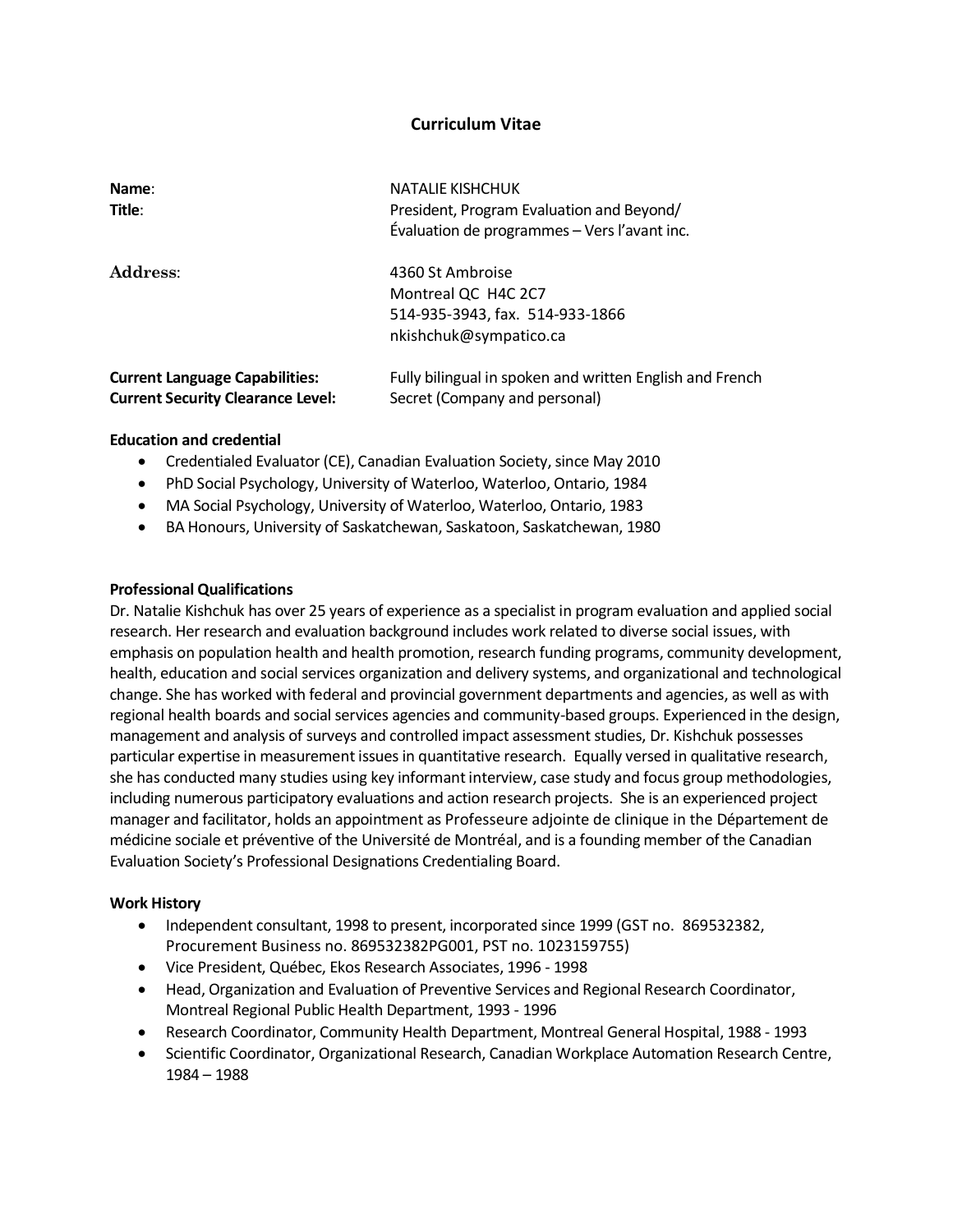# Curriculum Vitae

**Name**: NATALIE KISHCHUK
**Title**: President, Program Evaluation and Beyond/ Évaluation de programmes – Vers l'avant inc.

**Address**: 4360 St Ambroise
Montreal QC H4C 2C7
514-935-3943, fax. 514-933-1866
nkishchuk@sympatico.ca

**Current Language Capabilities:** Fully bilingual in spoken and written English and French
**Current Security Clearance Level:** Secret (Company and personal)

**Education and credential**

- Credentialed Evaluator (CE), Canadian Evaluation Society, since May 2010
- PhD Social Psychology, University of Waterloo, Waterloo, Ontario, 1984
- MA Social Psychology, University of Waterloo, Waterloo, Ontario, 1983
- BA Honours, University of Saskatchewan, Saskatoon, Saskatchewan, 1980

**Professional Qualifications**

Dr. Natalie Kishchuk has over 25 years of experience as a specialist in program evaluation and applied social research. Her research and evaluation background includes work related to diverse social issues, with emphasis on population health and health promotion, research funding programs, community development, health, education and social services organization and delivery systems, and organizational and technological change. She has worked with federal and provincial government departments and agencies, as well as with regional health boards and social services agencies and community-based groups. Experienced in the design, management and analysis of surveys and controlled impact assessment studies, Dr. Kishchuk possesses particular expertise in measurement issues in quantitative research. Equally versed in qualitative research, she has conducted many studies using key informant interview, case study and focus group methodologies, including numerous participatory evaluations and action research projects. She is an experienced project manager and facilitator, holds an appointment as Professeure adjointe de clinique in the Département de médicine sociale et préventive of the Université de Montréal, and is a founding member of the Canadian Evaluation Society's Professional Designations Credentialing Board.

**Work History**

- Independent consultant, 1998 to present, incorporated since 1999 (GST no. 869532382, Procurement Business no. 869532382PG001, PST no. 1023159755)
- Vice President, Québec, Ekos Research Associates, 1996 - 1998
- Head, Organization and Evaluation of Preventive Services and Regional Research Coordinator, Montreal Regional Public Health Department, 1993 - 1996
- Research Coordinator, Community Health Department, Montreal General Hospital, 1988 - 1993
- Scientific Coordinator, Organizational Research, Canadian Workplace Automation Research Centre, 1984 – 1988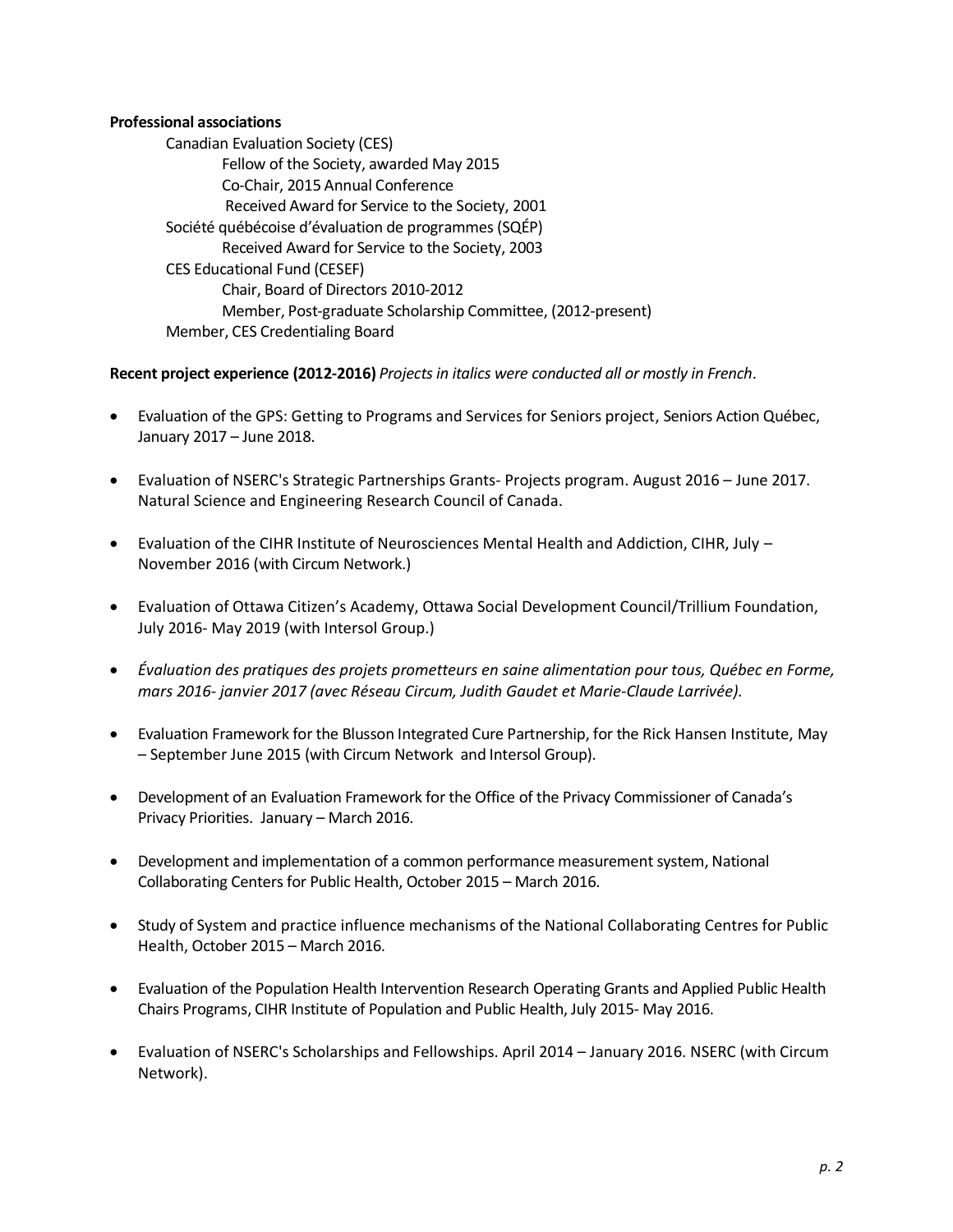**Professional associations**

- Canadian Evaluation Society (CES)
  - Fellow of the Society, awarded May 2015
  - Co-Chair, 2015 Annual Conference
  - Received Award for Service to the Society, 2001
- Société québécoise d'évaluation de programmes (SQÉP)
  - Received Award for Service to the Society, 2003
- CES Educational Fund (CESEF)
  - Chair, Board of Directors 2010-2012
  - Member, Post-graduate Scholarship Committee, (2012-present)
- Member, CES Credentialing Board

**Recent project experience (2012-2016)** *Projects in italics were conducted all or mostly in French*.

- Evaluation of the GPS: Getting to Programs and Services for Seniors project, Seniors Action Québec, January 2017 – June 2018.
- Evaluation of NSERC's Strategic Partnerships Grants- Projects program. August 2016 – June 2017. Natural Science and Engineering Research Council of Canada.
- Evaluation of the CIHR Institute of Neurosciences Mental Health and Addiction, CIHR, July – November 2016 (with Circum Network.)
- Evaluation of Ottawa Citizen's Academy, Ottawa Social Development Council/Trillium Foundation, July 2016- May 2019 (with Intersol Group.)
- *Évaluation des pratiques des projets prometteurs en saine alimentation pour tous, Québec en Forme, mars 2016- janvier 2017 (avec Réseau Circum, Judith Gaudet et Marie-Claude Larrivée).*
- Evaluation Framework for the Blusson Integrated Cure Partnership, for the Rick Hansen Institute, May – September June 2015 (with Circum Network and Intersol Group).
- Development of an Evaluation Framework for the Office of the Privacy Commissioner of Canada's Privacy Priorities. January – March 2016.
- Development and implementation of a common performance measurement system, National Collaborating Centers for Public Health, October 2015 – March 2016.
- Study of System and practice influence mechanisms of the National Collaborating Centres for Public Health, October 2015 – March 2016.
- Evaluation of the Population Health Intervention Research Operating Grants and Applied Public Health Chairs Programs, CIHR Institute of Population and Public Health, July 2015- May 2016.
- Evaluation of NSERC's Scholarships and Fellowships. April 2014 – January 2016. NSERC (with Circum Network).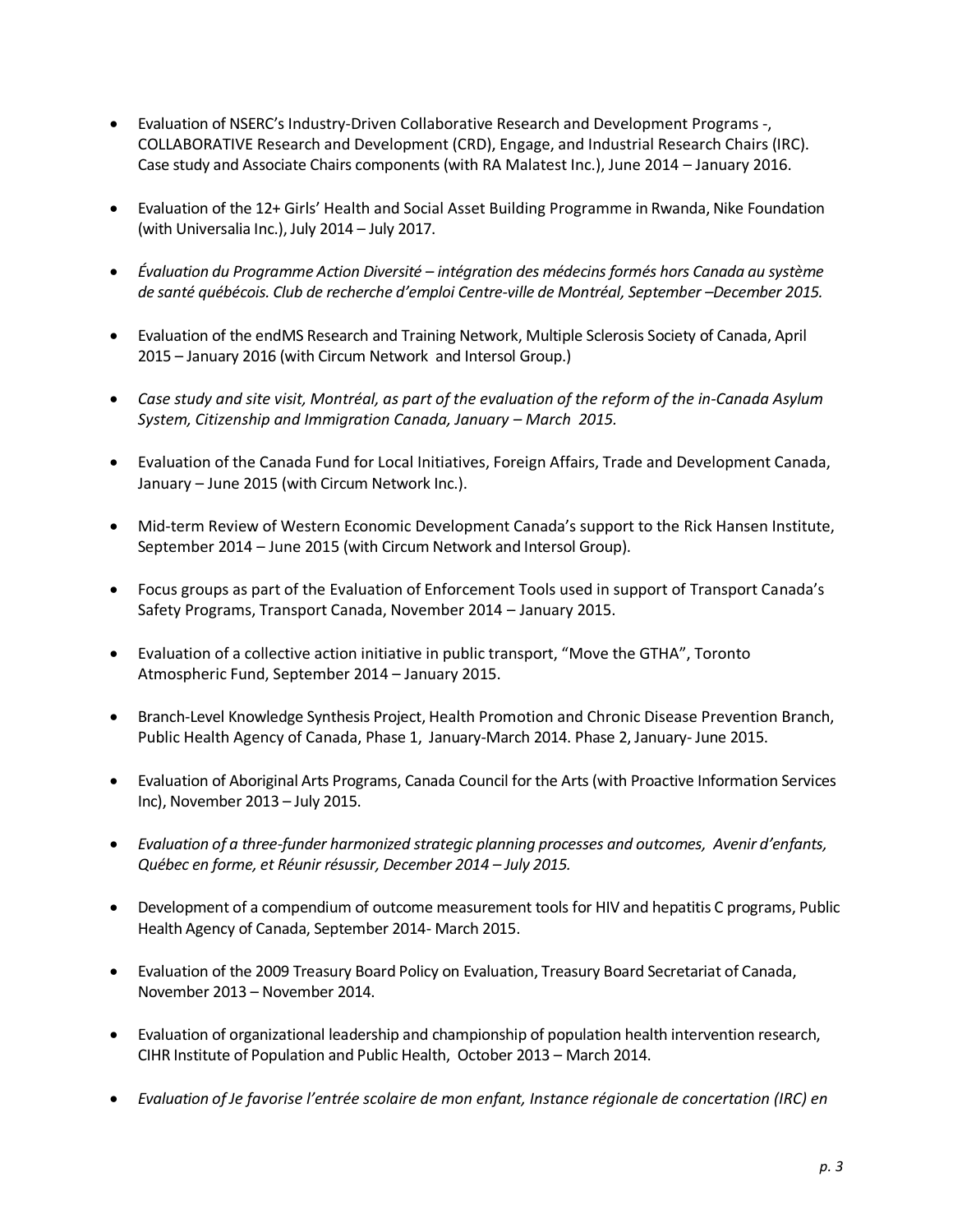- Evaluation of NSERC's Industry-Driven Collaborative Research and Development Programs -, COLLABORATIVE Research and Development (CRD), Engage, and Industrial Research Chairs (IRC). Case study and Associate Chairs components (with RA Malatest Inc.), June 2014 – January 2016.

- Evaluation of the 12+ Girls' Health and Social Asset Building Programme in Rwanda, Nike Foundation (with Universalia Inc.), July 2014 – July 2017.

- *Évaluation du Programme Action Diversité – intégration des médecins formés hors Canada au système de santé québécois. Club de recherche d'emploi Centre-ville de Montréal, September –December 2015.*

- Evaluation of the endMS Research and Training Network, Multiple Sclerosis Society of Canada, April 2015 – January 2016 (with Circum Network and Intersol Group.)

- *Case study and site visit, Montréal, as part of the evaluation of the reform of the in-Canada Asylum System, Citizenship and Immigration Canada, January – March 2015.*

- Evaluation of the Canada Fund for Local Initiatives, Foreign Affairs, Trade and Development Canada, January – June 2015 (with Circum Network Inc.).

- Mid-term Review of Western Economic Development Canada's support to the Rick Hansen Institute, September 2014 – June 2015 (with Circum Network and Intersol Group).

- Focus groups as part of the Evaluation of Enforcement Tools used in support of Transport Canada's Safety Programs, Transport Canada, November 2014 – January 2015.

- Evaluation of a collective action initiative in public transport, "Move the GTHA", Toronto Atmospheric Fund, September 2014 – January 2015.

- Branch-Level Knowledge Synthesis Project, Health Promotion and Chronic Disease Prevention Branch, Public Health Agency of Canada, Phase 1, January-March 2014. Phase 2, January- June 2015.

- Evaluation of Aboriginal Arts Programs, Canada Council for the Arts (with Proactive Information Services Inc), November 2013 – July 2015.

- *Evaluation of a three-funder harmonized strategic planning processes and outcomes, Avenir d'enfants, Québec en forme, et Réunir résussir, December 2014 – July 2015.*

- Development of a compendium of outcome measurement tools for HIV and hepatitis C programs, Public Health Agency of Canada, September 2014- March 2015.

- Evaluation of the 2009 Treasury Board Policy on Evaluation, Treasury Board Secretariat of Canada, November 2013 – November 2014.

- Evaluation of organizational leadership and championship of population health intervention research, CIHR Institute of Population and Public Health, October 2013 – March 2014.

- *Evaluation of Je favorise l'entrée scolaire de mon enfant, Instance régionale de concertation (IRC) en*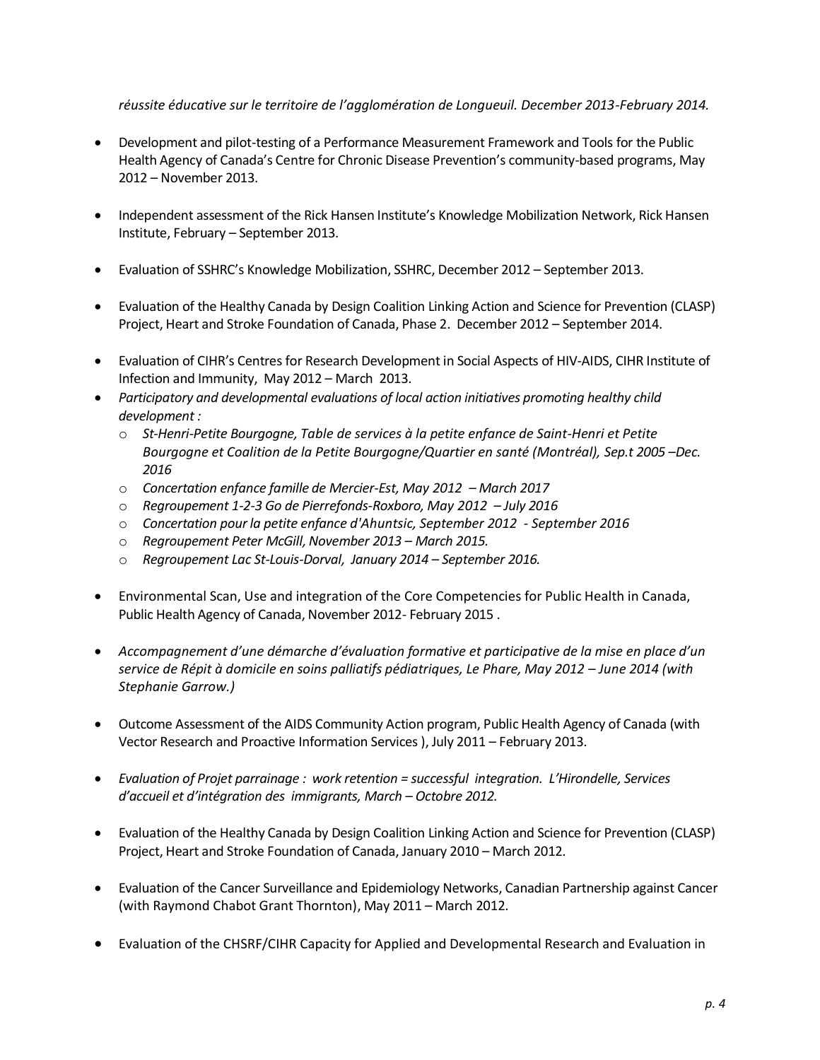*réussite éducative sur le territoire de l'agglomération de Longueuil. December 2013-February 2014.*

- Development and pilot-testing of a Performance Measurement Framework and Tools for the Public Health Agency of Canada's Centre for Chronic Disease Prevention's community-based programs, May 2012 – November 2013.

- Independent assessment of the Rick Hansen Institute's Knowledge Mobilization Network, Rick Hansen Institute, February – September 2013.

- Evaluation of SSHRC's Knowledge Mobilization, SSHRC, December 2012 – September 2013.

- Evaluation of the Healthy Canada by Design Coalition Linking Action and Science for Prevention (CLASP) Project, Heart and Stroke Foundation of Canada, Phase 2. December 2012 – September 2014.

- Evaluation of CIHR's Centres for Research Development in Social Aspects of HIV-AIDS, CIHR Institute of Infection and Immunity, May 2012 – March 2013.
- *Participatory and developmental evaluations of local action initiatives promoting healthy child development :*
  - *St-Henri-Petite Bourgogne, Table de services à la petite enfance de Saint-Henri et Petite Bourgogne et Coalition de la Petite Bourgogne/Quartier en santé (Montréal), Sep.t 2005 –Dec. 2016*
  - *Concertation enfance famille de Mercier-Est, May 2012 – March 2017*
  - *Regroupement 1-2-3 Go de Pierrefonds-Roxboro, May 2012 – July 2016*
  - *Concertation pour la petite enfance d'Ahuntsic, September 2012 - September 2016*
  - *Regroupement Peter McGill, November 2013 – March 2015.*
  - *Regroupement Lac St-Louis-Dorval, January 2014 – September 2016.*

- Environmental Scan, Use and integration of the Core Competencies for Public Health in Canada, Public Health Agency of Canada, November 2012- February 2015 .

- *Accompagnement d'une démarche d'évaluation formative et participative de la mise en place d'un service de Répit à domicile en soins palliatifs pédiatriques, Le Phare, May 2012 – June 2014 (with Stephanie Garrow.)*

- Outcome Assessment of the AIDS Community Action program, Public Health Agency of Canada (with Vector Research and Proactive Information Services ), July 2011 – February 2013.

- *Evaluation of Projet parrainage : work retention = successful integration. L'Hirondelle, Services d'accueil et d'intégration des immigrants, March – Octobre 2012.*

- Evaluation of the Healthy Canada by Design Coalition Linking Action and Science for Prevention (CLASP) Project, Heart and Stroke Foundation of Canada, January 2010 – March 2012.

- Evaluation of the Cancer Surveillance and Epidemiology Networks, Canadian Partnership against Cancer (with Raymond Chabot Grant Thornton), May 2011 – March 2012.

- Evaluation of the CHSRF/CIHR Capacity for Applied and Developmental Research and Evaluation in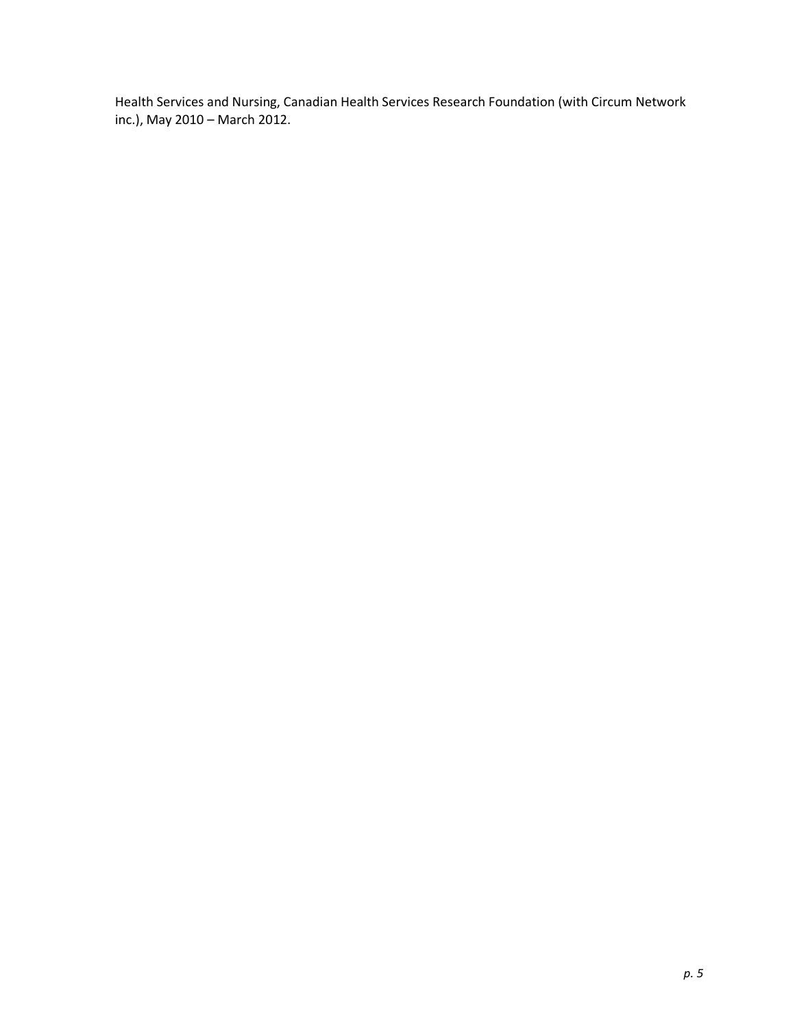Health Services and Nursing, Canadian Health Services Research Foundation (with Circum Network inc.), May 2010 – March 2012.